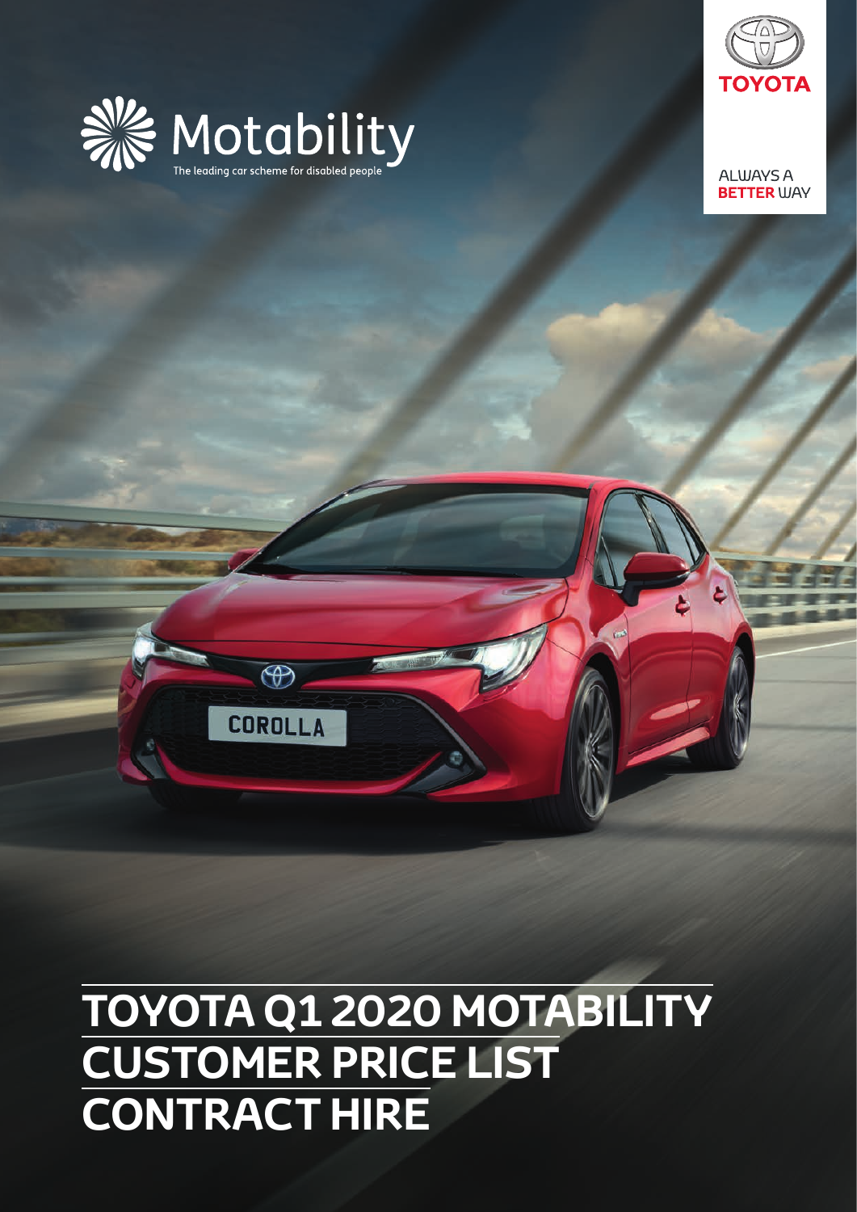Motability

The leading car scheme for disabled people

TOYOTA

ALWAYS A **BETTER** WAY

# TOYOTA Q1 2020 MOTABILITY CUSTOMER PRICE LIST CONTRACT HIRE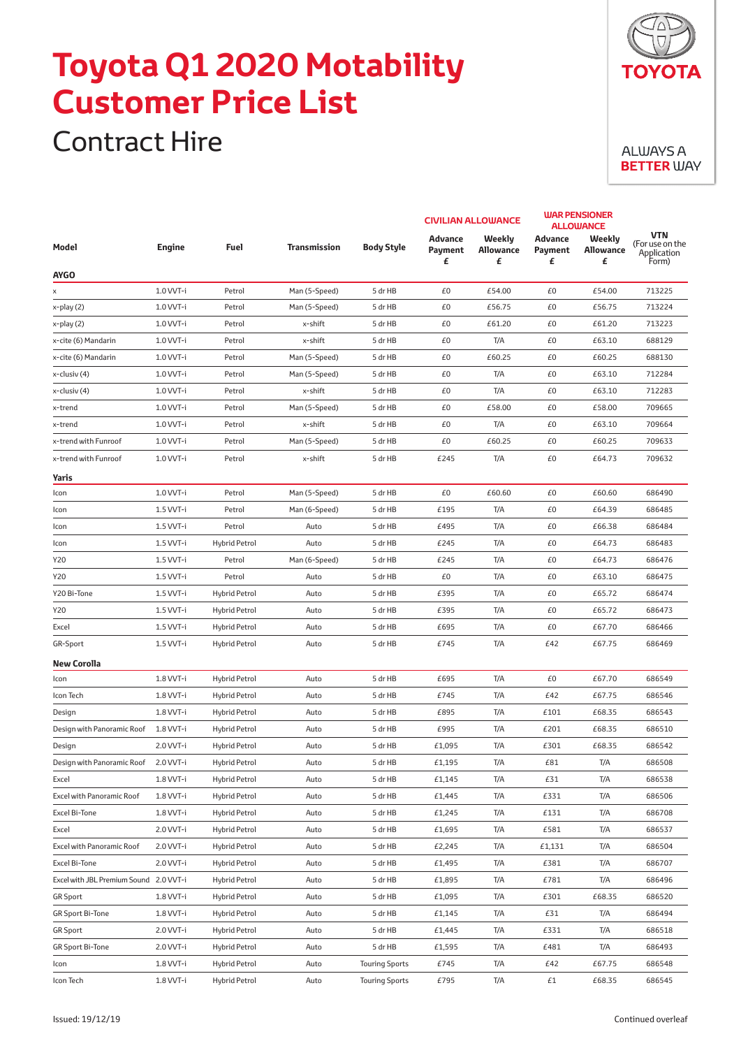# Toyota Q1 2020 Motability Customer Price List

## Contract Hire

ALWAYS A BETTER WAY

| Model | Engine | Fuel | Transmission | Body Style | CIVILIAN ALLOWANCE | | WAR PENSIONER ALLOWANCE | | VTN (For use on the Application Form) |
|---|---|---|---|---|---|---|---|---|---|
| | | | | | Advance Payment £ | Weekly Allowance £ | Advance Payment £ | Weekly Allowance £ | |
| **AYGO** | | | | | | | | | |
| x | 1.0 VVT-i | Petrol | Man (5-Speed) | 5 dr HB | £0 | £54.00 | £0 | £54.00 | 713225 |
| x-play (2) | 1.0 VVT-i | Petrol | Man (5-Speed) | 5 dr HB | £0 | £56.75 | £0 | £56.75 | 713224 |
| x-play (2) | 1.0 VVT-i | Petrol | x-shift | 5 dr HB | £0 | £61.20 | £0 | £61.20 | 713223 |
| x-cite (6) Mandarin | 1.0 VVT-i | Petrol | x-shift | 5 dr HB | £0 | T/A | £0 | £63.10 | 688129 |
| x-cite (6) Mandarin | 1.0 VVT-i | Petrol | Man (5-Speed) | 5 dr HB | £0 | £60.25 | £0 | £60.25 | 688130 |
| x-clusiv (4) | 1.0 VVT-i | Petrol | Man (5-Speed) | 5 dr HB | £0 | T/A | £0 | £63.10 | 712284 |
| x-clusiv (4) | 1.0 VVT-i | Petrol | x-shift | 5 dr HB | £0 | T/A | £0 | £63.10 | 712283 |
| x-trend | 1.0 VVT-i | Petrol | Man (5-Speed) | 5 dr HB | £0 | £58.00 | £0 | £58.00 | 709665 |
| x-trend | 1.0 VVT-i | Petrol | x-shift | 5 dr HB | £0 | T/A | £0 | £63.10 | 709664 |
| x-trend with Funroof | 1.0 VVT-i | Petrol | Man (5-Speed) | 5 dr HB | £0 | £60.25 | £0 | £60.25 | 709633 |
| x-trend with Funroof | 1.0 VVT-i | Petrol | x-shift | 5 dr HB | £245 | T/A | £0 | £64.73 | 709632 |
| **Yaris** | | | | | | | | | |
| Icon | 1.0 VVT-i | Petrol | Man (5-Speed) | 5 dr HB | £0 | £60.60 | £0 | £60.60 | 686490 |
| Icon | 1.5 VVT-i | Petrol | Man (6-Speed) | 5 dr HB | £195 | T/A | £0 | £64.39 | 686485 |
| Icon | 1.5 VVT-i | Petrol | Auto | 5 dr HB | £495 | T/A | £0 | £66.38 | 686484 |
| Icon | 1.5 VVT-i | Hybrid Petrol | Auto | 5 dr HB | £245 | T/A | £0 | £64.73 | 686483 |
| Y20 | 1.5 VVT-i | Petrol | Man (6-Speed) | 5 dr HB | £245 | T/A | £0 | £64.73 | 686476 |
| Y20 | 1.5 VVT-i | Petrol | Auto | 5 dr HB | £0 | T/A | £0 | £63.10 | 686475 |
| Y20 Bi-Tone | 1.5 VVT-i | Hybrid Petrol | Auto | 5 dr HB | £395 | T/A | £0 | £65.72 | 686474 |
| Y20 | 1.5 VVT-i | Hybrid Petrol | Auto | 5 dr HB | £395 | T/A | £0 | £65.72 | 686473 |
| Excel | 1.5 VVT-i | Hybrid Petrol | Auto | 5 dr HB | £695 | T/A | £0 | £67.70 | 686466 |
| GR-Sport | 1.5 VVT-i | Hybrid Petrol | Auto | 5 dr HB | £745 | T/A | £42 | £67.75 | 686469 |
| **New Corolla** | | | | | | | | | |
| Icon | 1.8 VVT-i | Hybrid Petrol | Auto | 5 dr HB | £695 | T/A | £0 | £67.70 | 686549 |
| Icon Tech | 1.8 VVT-i | Hybrid Petrol | Auto | 5 dr HB | £745 | T/A | £42 | £67.75 | 686546 |
| Design | 1.8 VVT-i | Hybrid Petrol | Auto | 5 dr HB | £895 | T/A | £101 | £68.35 | 686543 |
| Design with Panoramic Roof | 1.8 VVT-i | Hybrid Petrol | Auto | 5 dr HB | £995 | T/A | £201 | £68.35 | 686510 |
| Design | 2.0 VVT-i | Hybrid Petrol | Auto | 5 dr HB | £1,095 | T/A | £301 | £68.35 | 686542 |
| Design with Panoramic Roof | 2.0 VVT-i | Hybrid Petrol | Auto | 5 dr HB | £1,195 | T/A | £81 | T/A | 686508 |
| Excel | 1.8 VVT-i | Hybrid Petrol | Auto | 5 dr HB | £1,145 | T/A | £31 | T/A | 686538 |
| Excel with Panoramic Roof | 1.8 VVT-i | Hybrid Petrol | Auto | 5 dr HB | £1,445 | T/A | £331 | T/A | 686506 |
| Excel Bi-Tone | 1.8 VVT-i | Hybrid Petrol | Auto | 5 dr HB | £1,245 | T/A | £131 | T/A | 686708 |
| Excel | 2.0 VVT-i | Hybrid Petrol | Auto | 5 dr HB | £1,695 | T/A | £581 | T/A | 686537 |
| Excel with Panoramic Roof | 2.0 VVT-i | Hybrid Petrol | Auto | 5 dr HB | £2,245 | T/A | £1,131 | T/A | 686504 |
| Excel Bi-Tone | 2.0 VVT-i | Hybrid Petrol | Auto | 5 dr HB | £1,495 | T/A | £381 | T/A | 686707 |
| Excel with JBL Premium Sound | 2.0 VVT-i | Hybrid Petrol | Auto | 5 dr HB | £1,895 | T/A | £781 | T/A | 686496 |
| GR Sport | 1.8 VVT-i | Hybrid Petrol | Auto | 5 dr HB | £1,095 | T/A | £301 | £68.35 | 686520 |
| GR Sport Bi-Tone | 1.8 VVT-i | Hybrid Petrol | Auto | 5 dr HB | £1,145 | T/A | £31 | T/A | 686494 |
| GR Sport | 2.0 VVT-i | Hybrid Petrol | Auto | 5 dr HB | £1,445 | T/A | £331 | T/A | 686518 |
| GR Sport Bi-Tone | 2.0 VVT-i | Hybrid Petrol | Auto | 5 dr HB | £1,595 | T/A | £481 | T/A | 686493 |
| Icon | 1.8 VVT-i | Hybrid Petrol | Auto | Touring Sports | £745 | T/A | £42 | £67.75 | 686548 |
| Icon Tech | 1.8 VVT-i | Hybrid Petrol | Auto | Touring Sports | £795 | T/A | £1 | £68.35 | 686545 |

Issued: 19/12/19

Continued overleaf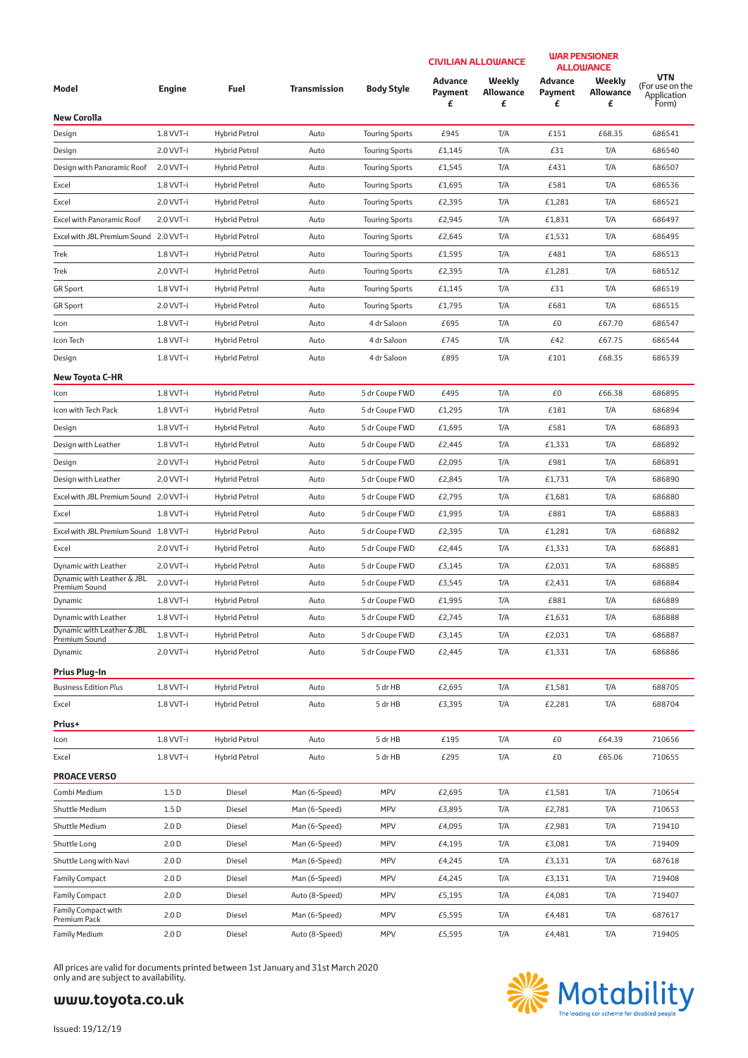| Model | Engine | Fuel | Transmission | Body Style | CIVILIAN ALLOWANCE Advance Payment £ | CIVILIAN ALLOWANCE Weekly Allowance £ | WAR PENSIONER ALLOWANCE Advance Payment £ | WAR PENSIONER ALLOWANCE Weekly Allowance £ | VTN (For use on the Application Form) |
|---|---|---|---|---|---|---|---|---|---|
| **New Corolla** | | | | | | | | | |
| Design | 1.8 VVT-i | Hybrid Petrol | Auto | Touring Sports | £945 | T/A | £151 | £68.35 | 686541 |
| Design | 2.0 VVT-i | Hybrid Petrol | Auto | Touring Sports | £1,145 | T/A | £31 | T/A | 686540 |
| Design with Panoramic Roof | 2.0 VVT-i | Hybrid Petrol | Auto | Touring Sports | £1,545 | T/A | £431 | T/A | 686507 |
| Excel | 1.8 VVT-i | Hybrid Petrol | Auto | Touring Sports | £1,695 | T/A | £581 | T/A | 686536 |
| Excel | 2.0 VVT-i | Hybrid Petrol | Auto | Touring Sports | £2,395 | T/A | £1,281 | T/A | 686521 |
| Excel with Panoramic Roof | 2.0 VVT-i | Hybrid Petrol | Auto | Touring Sports | £2,945 | T/A | £1,831 | T/A | 686497 |
| Excel with JBL Premium Sound | 2.0 VVT-i | Hybrid Petrol | Auto | Touring Sports | £2,645 | T/A | £1,531 | T/A | 686495 |
| Trek | 1.8 VVT-i | Hybrid Petrol | Auto | Touring Sports | £1,595 | T/A | £481 | T/A | 686513 |
| Trek | 2.0 VVT-i | Hybrid Petrol | Auto | Touring Sports | £2,395 | T/A | £1,281 | T/A | 686512 |
| GR Sport | 1.8 VVT-i | Hybrid Petrol | Auto | Touring Sports | £1,145 | T/A | £31 | T/A | 686519 |
| GR Sport | 2.0 VVT-i | Hybrid Petrol | Auto | Touring Sports | £1,795 | T/A | £681 | T/A | 686515 |
| Icon | 1.8 VVT-i | Hybrid Petrol | Auto | 4 dr Saloon | £695 | T/A | £0 | £67.70 | 686547 |
| Icon Tech | 1.8 VVT-i | Hybrid Petrol | Auto | 4 dr Saloon | £745 | T/A | £42 | £67.75 | 686544 |
| Design | 1.8 VVT-i | Hybrid Petrol | Auto | 4 dr Saloon | £895 | T/A | £101 | £68.35 | 686539 |
| **New Toyota C-HR** | | | | | | | | | |
| Icon | 1.8 VVT-i | Hybrid Petrol | Auto | 5 dr Coupe FWD | £495 | T/A | £0 | £66.38 | 686895 |
| Icon with Tech Pack | 1.8 VVT-i | Hybrid Petrol | Auto | 5 dr Coupe FWD | £1,295 | T/A | £181 | T/A | 686894 |
| Design | 1.8 VVT-i | Hybrid Petrol | Auto | 5 dr Coupe FWD | £1,695 | T/A | £581 | T/A | 686893 |
| Design with Leather | 1.8 VVT-i | Hybrid Petrol | Auto | 5 dr Coupe FWD | £2,445 | T/A | £1,331 | T/A | 686892 |
| Design | 2.0 VVT-i | Hybrid Petrol | Auto | 5 dr Coupe FWD | £2,095 | T/A | £981 | T/A | 686891 |
| Design with Leather | 2.0 VVT-i | Hybrid Petrol | Auto | 5 dr Coupe FWD | £2,845 | T/A | £1,731 | T/A | 686890 |
| Excel with JBL Premium Sound | 2.0 VVT-i | Hybrid Petrol | Auto | 5 dr Coupe FWD | £2,795 | T/A | £1,681 | T/A | 686880 |
| Excel | 1.8 VVT-i | Hybrid Petrol | Auto | 5 dr Coupe FWD | £1,995 | T/A | £881 | T/A | 686883 |
| Excel with JBL Premium Sound | 1.8 VVT-i | Hybrid Petrol | Auto | 5 dr Coupe FWD | £2,395 | T/A | £1,281 | T/A | 686882 |
| Excel | 2.0 VVT-i | Hybrid Petrol | Auto | 5 dr Coupe FWD | £2,445 | T/A | £1,331 | T/A | 686881 |
| Dynamic with Leather | 2.0 VVT-i | Hybrid Petrol | Auto | 5 dr Coupe FWD | £3,145 | T/A | £2,031 | T/A | 686885 |
| Dynamic with Leather & JBL Premium Sound | 2.0 VVT-i | Hybrid Petrol | Auto | 5 dr Coupe FWD | £3,545 | T/A | £2,431 | T/A | 686884 |
| Dynamic | 1.8 VVT-i | Hybrid Petrol | Auto | 5 dr Coupe FWD | £1,995 | T/A | £881 | T/A | 686889 |
| Dynamic with Leather | 1.8 VVT-i | Hybrid Petrol | Auto | 5 dr Coupe FWD | £2,745 | T/A | £1,631 | T/A | 686888 |
| Dynamic with Leather & JBL Premium Sound | 1.8 VVT-i | Hybrid Petrol | Auto | 5 dr Coupe FWD | £3,145 | T/A | £2,031 | T/A | 686887 |
| Dynamic | 2.0 VVT-i | Hybrid Petrol | Auto | 5 dr Coupe FWD | £2,445 | T/A | £1,331 | T/A | 686886 |
| **Prius Plug-In** | | | | | | | | | |
| Business Edition *Plus* | 1.8 VVT-i | Hybrid Petrol | Auto | 5 dr HB | £2,695 | T/A | £1,581 | T/A | 688705 |
| Excel | 1.8 VVT-i | Hybrid Petrol | Auto | 5 dr HB | £3,395 | T/A | £2,281 | T/A | 688704 |
| **Prius+** | | | | | | | | | |
| Icon | 1.8 VVT-i | Hybrid Petrol | Auto | 5 dr HB | £195 | T/A | £0 | £64.39 | 710656 |
| Excel | 1.8 VVT-i | Hybrid Petrol | Auto | 5 dr HB | £295 | T/A | £0 | £65.06 | 710655 |
| **PROACE VERSO** | | | | | | | | | |
| Combi Medium | 1.5 D | Diesel | Man (6-Speed) | MPV | £2,695 | T/A | £1,581 | T/A | 710654 |
| Shuttle Medium | 1.5 D | Diesel | Man (6-Speed) | MPV | £3,895 | T/A | £2,781 | T/A | 710653 |
| Shuttle Medium | 2.0 D | Diesel | Man (6-Speed) | MPV | £4,095 | T/A | £2,981 | T/A | 719410 |
| Shuttle Long | 2.0 D | Diesel | Man (6-Speed) | MPV | £4,195 | T/A | £3,081 | T/A | 719409 |
| Shuttle Long with Navi | 2.0 D | Diesel | Man (6-Speed) | MPV | £4,245 | T/A | £3,131 | T/A | 687618 |
| Family Compact | 2.0 D | Diesel | Man (6-Speed) | MPV | £4,245 | T/A | £3,131 | T/A | 719408 |
| Family Compact | 2.0 D | Diesel | Auto (8-Speed) | MPV | £5,195 | T/A | £4,081 | T/A | 719407 |
| Family Compact with Premium Pack | 2.0 D | Diesel | Man (6-Speed) | MPV | £5,595 | T/A | £4,481 | T/A | 687617 |
| Family Medium | 2.0 D | Diesel | Auto (8-Speed) | MPV | £5,595 | T/A | £4,481 | T/A | 719405 |

All prices are valid for documents printed between 1st January and 31st March 2020 only and are subject to availability.

**www.toyota.co.uk**

Motability – The leading car scheme for disabled people

Issued: 19/12/19